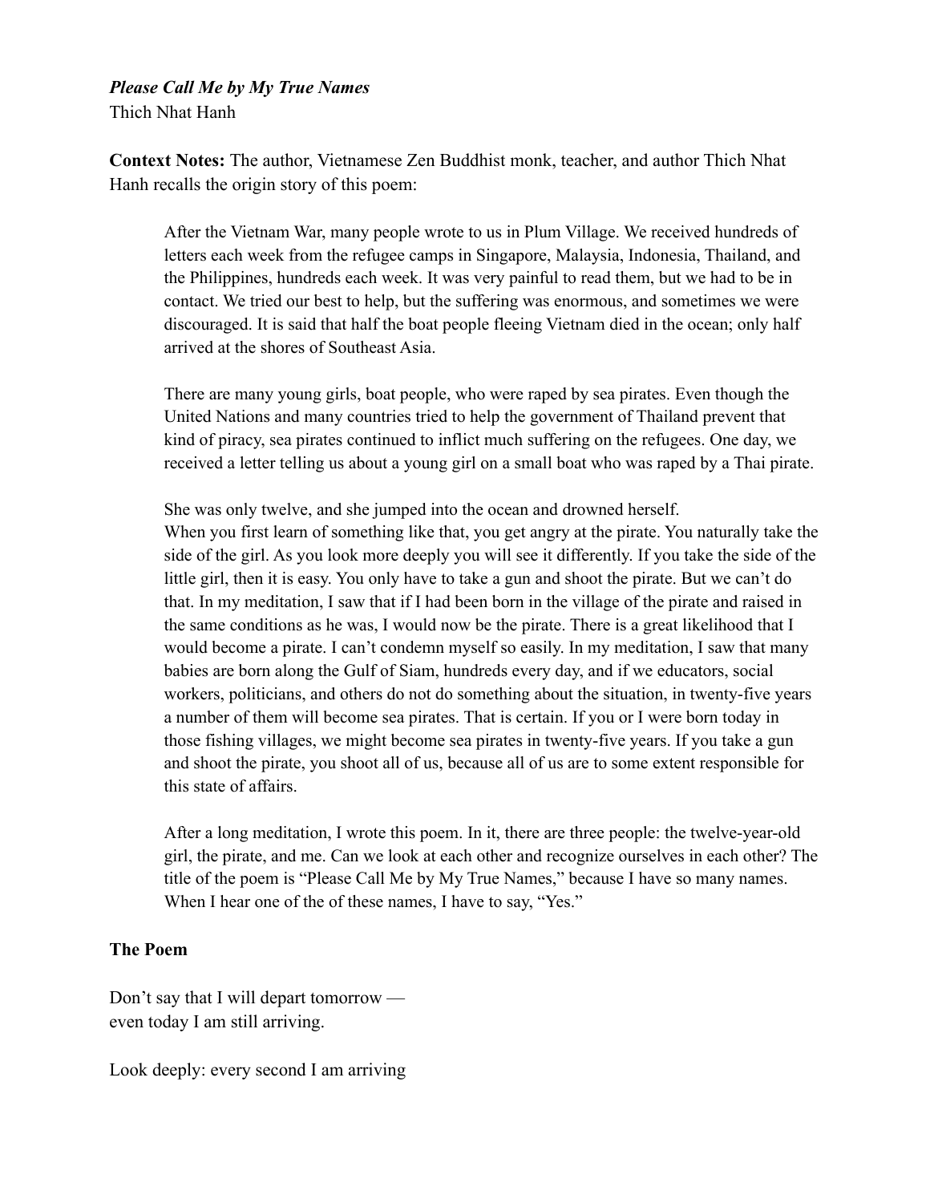***Please Call Me by My True Names***
Thich Nhat Hanh

**Context Notes:** The author, Vietnamese Zen Buddhist monk, teacher, and author Thich Nhat Hanh recalls the origin story of this poem:

> After the Vietnam War, many people wrote to us in Plum Village. We received hundreds of letters each week from the refugee camps in Singapore, Malaysia, Indonesia, Thailand, and the Philippines, hundreds each week. It was very painful to read them, but we had to be in contact. We tried our best to help, but the suffering was enormous, and sometimes we were discouraged. It is said that half the boat people fleeing Vietnam died in the ocean; only half arrived at the shores of Southeast Asia.
>
> There are many young girls, boat people, who were raped by sea pirates. Even though the United Nations and many countries tried to help the government of Thailand prevent that kind of piracy, sea pirates continued to inflict much suffering on the refugees. One day, we received a letter telling us about a young girl on a small boat who was raped by a Thai pirate.
>
> She was only twelve, and she jumped into the ocean and drowned herself.
> When you first learn of something like that, you get angry at the pirate. You naturally take the side of the girl. As you look more deeply you will see it differently. If you take the side of the little girl, then it is easy. You only have to take a gun and shoot the pirate. But we can't do that. In my meditation, I saw that if I had been born in the village of the pirate and raised in the same conditions as he was, I would now be the pirate. There is a great likelihood that I would become a pirate. I can't condemn myself so easily. In my meditation, I saw that many babies are born along the Gulf of Siam, hundreds every day, and if we educators, social workers, politicians, and others do not do something about the situation, in twenty-five years a number of them will become sea pirates. That is certain. If you or I were born today in those fishing villages, we might become sea pirates in twenty-five years. If you take a gun and shoot the pirate, you shoot all of us, because all of us are to some extent responsible for this state of affairs.
>
> After a long meditation, I wrote this poem. In it, there are three people: the twelve-year-old girl, the pirate, and me. Can we look at each other and recognize ourselves in each other? The title of the poem is "Please Call Me by My True Names," because I have so many names. When I hear one of the of these names, I have to say, "Yes."

**The Poem**

Don't say that I will depart tomorrow —
even today I am still arriving.

Look deeply: every second I am arriving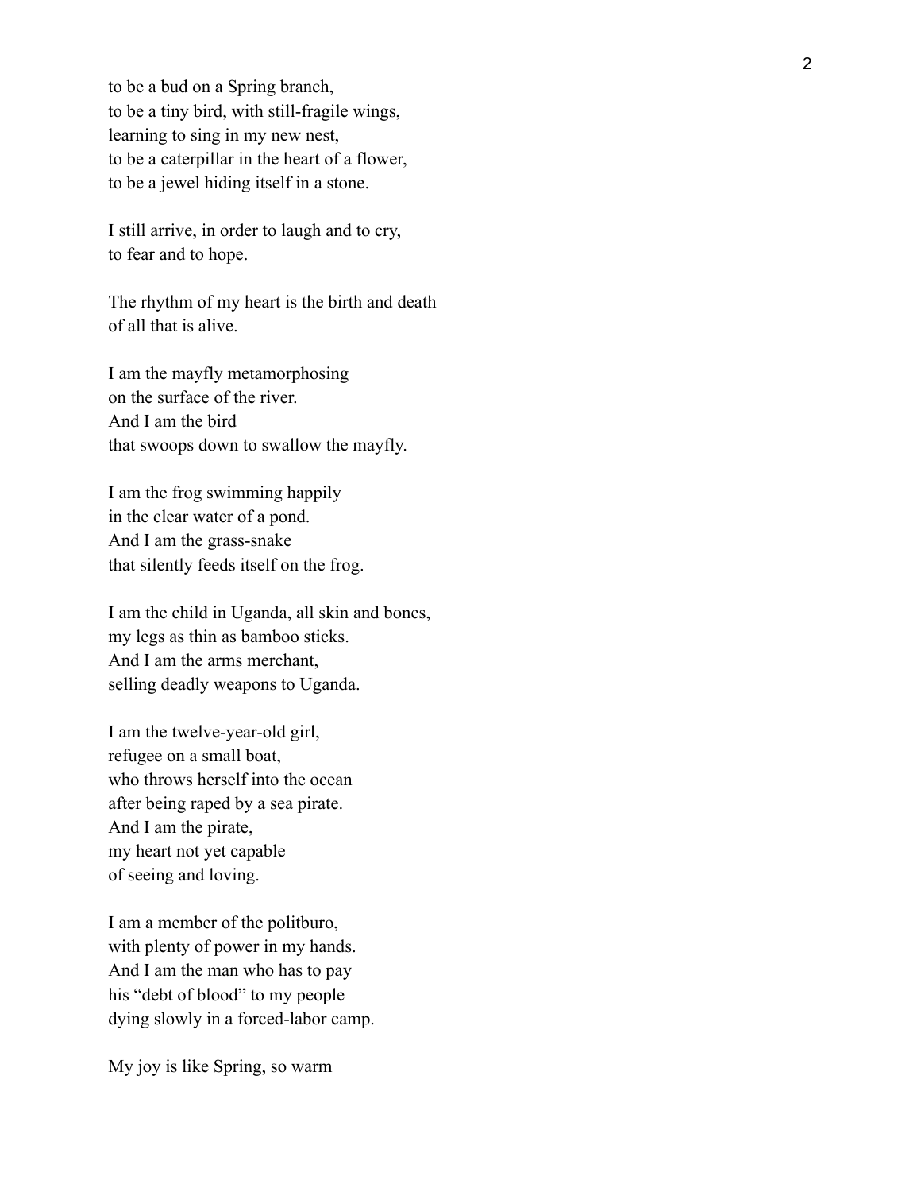to be a bud on a Spring branch,
to be a tiny bird, with still-fragile wings,
learning to sing in my new nest,
to be a caterpillar in the heart of a flower,
to be a jewel hiding itself in a stone.

I still arrive, in order to laugh and to cry,
to fear and to hope.

The rhythm of my heart is the birth and death
of all that is alive.

I am the mayfly metamorphosing
on the surface of the river.
And I am the bird
that swoops down to swallow the mayfly.

I am the frog swimming happily
in the clear water of a pond.
And I am the grass-snake
that silently feeds itself on the frog.

I am the child in Uganda, all skin and bones,
my legs as thin as bamboo sticks.
And I am the arms merchant,
selling deadly weapons to Uganda.

I am the twelve-year-old girl,
refugee on a small boat,
who throws herself into the ocean
after being raped by a sea pirate.
And I am the pirate,
my heart not yet capable
of seeing and loving.

I am a member of the politburo,
with plenty of power in my hands.
And I am the man who has to pay
his "debt of blood" to my people
dying slowly in a forced-labor camp.

My joy is like Spring, so warm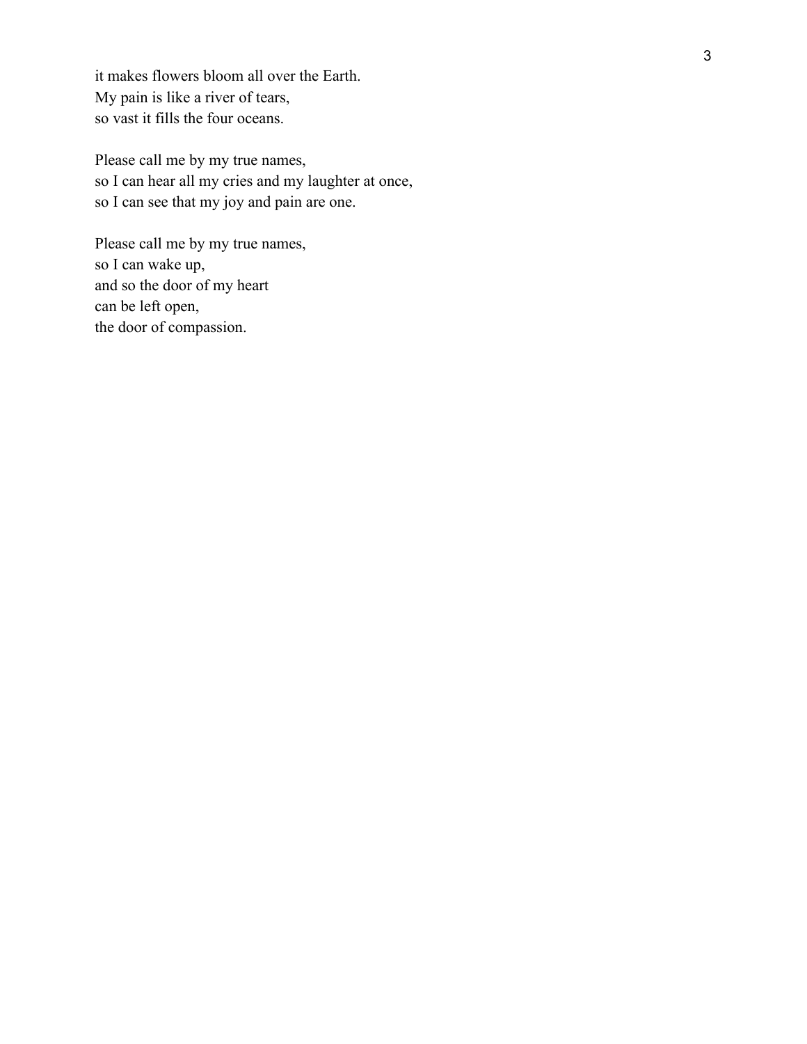it makes flowers bloom all over the Earth.
My pain is like a river of tears,
so vast it fills the four oceans.

Please call me by my true names,
so I can hear all my cries and my laughter at once,
so I can see that my joy and pain are one.

Please call me by my true names,
so I can wake up,
and so the door of my heart
can be left open,
the door of compassion.